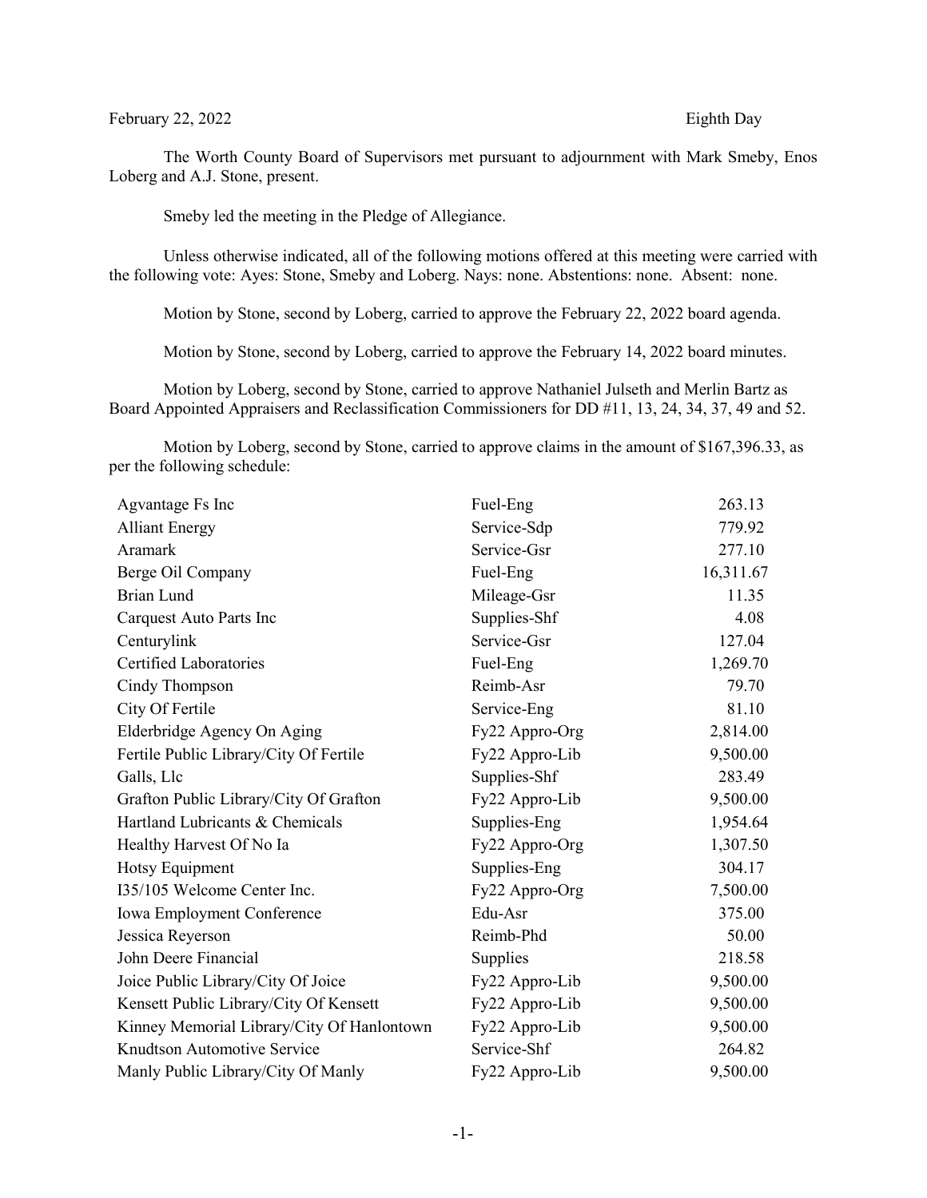February 22, 2022 Eighth Day

The Worth County Board of Supervisors met pursuant to adjournment with Mark Smeby, Enos Loberg and A.J. Stone, present.

Smeby led the meeting in the Pledge of Allegiance.

Unless otherwise indicated, all of the following motions offered at this meeting were carried with the following vote: Ayes: Stone, Smeby and Loberg. Nays: none. Abstentions: none. Absent: none.

Motion by Stone, second by Loberg, carried to approve the February 22, 2022 board agenda.

Motion by Stone, second by Loberg, carried to approve the February 14, 2022 board minutes.

Motion by Loberg, second by Stone, carried to approve Nathaniel Julseth and Merlin Bartz as Board Appointed Appraisers and Reclassification Commissioners for DD #11, 13, 24, 34, 37, 49 and 52.

Motion by Loberg, second by Stone, carried to approve claims in the amount of $167,396.33, as per the following schedule:

| | | |
|---|---|---|
| Agvantage Fs Inc | Fuel-Eng | 263.13 |
| Alliant Energy | Service-Sdp | 779.92 |
| Aramark | Service-Gsr | 277.10 |
| Berge Oil Company | Fuel-Eng | 16,311.67 |
| Brian Lund | Mileage-Gsr | 11.35 |
| Carquest Auto Parts Inc | Supplies-Shf | 4.08 |
| Centurylink | Service-Gsr | 127.04 |
| Certified Laboratories | Fuel-Eng | 1,269.70 |
| Cindy Thompson | Reimb-Asr | 79.70 |
| City Of Fertile | Service-Eng | 81.10 |
| Elderbridge Agency On Aging | Fy22 Appro-Org | 2,814.00 |
| Fertile Public Library/City Of Fertile | Fy22 Appro-Lib | 9,500.00 |
| Galls, Llc | Supplies-Shf | 283.49 |
| Grafton Public Library/City Of Grafton | Fy22 Appro-Lib | 9,500.00 |
| Hartland Lubricants & Chemicals | Supplies-Eng | 1,954.64 |
| Healthy Harvest Of No Ia | Fy22 Appro-Org | 1,307.50 |
| Hotsy Equipment | Supplies-Eng | 304.17 |
| I35/105 Welcome Center Inc. | Fy22 Appro-Org | 7,500.00 |
| Iowa Employment Conference | Edu-Asr | 375.00 |
| Jessica Reyerson | Reimb-Phd | 50.00 |
| John Deere Financial | Supplies | 218.58 |
| Joice Public Library/City Of Joice | Fy22 Appro-Lib | 9,500.00 |
| Kensett Public Library/City Of Kensett | Fy22 Appro-Lib | 9,500.00 |
| Kinney Memorial Library/City Of Hanlontown | Fy22 Appro-Lib | 9,500.00 |
| Knudtson Automotive Service | Service-Shf | 264.82 |
| Manly Public Library/City Of Manly | Fy22 Appro-Lib | 9,500.00 |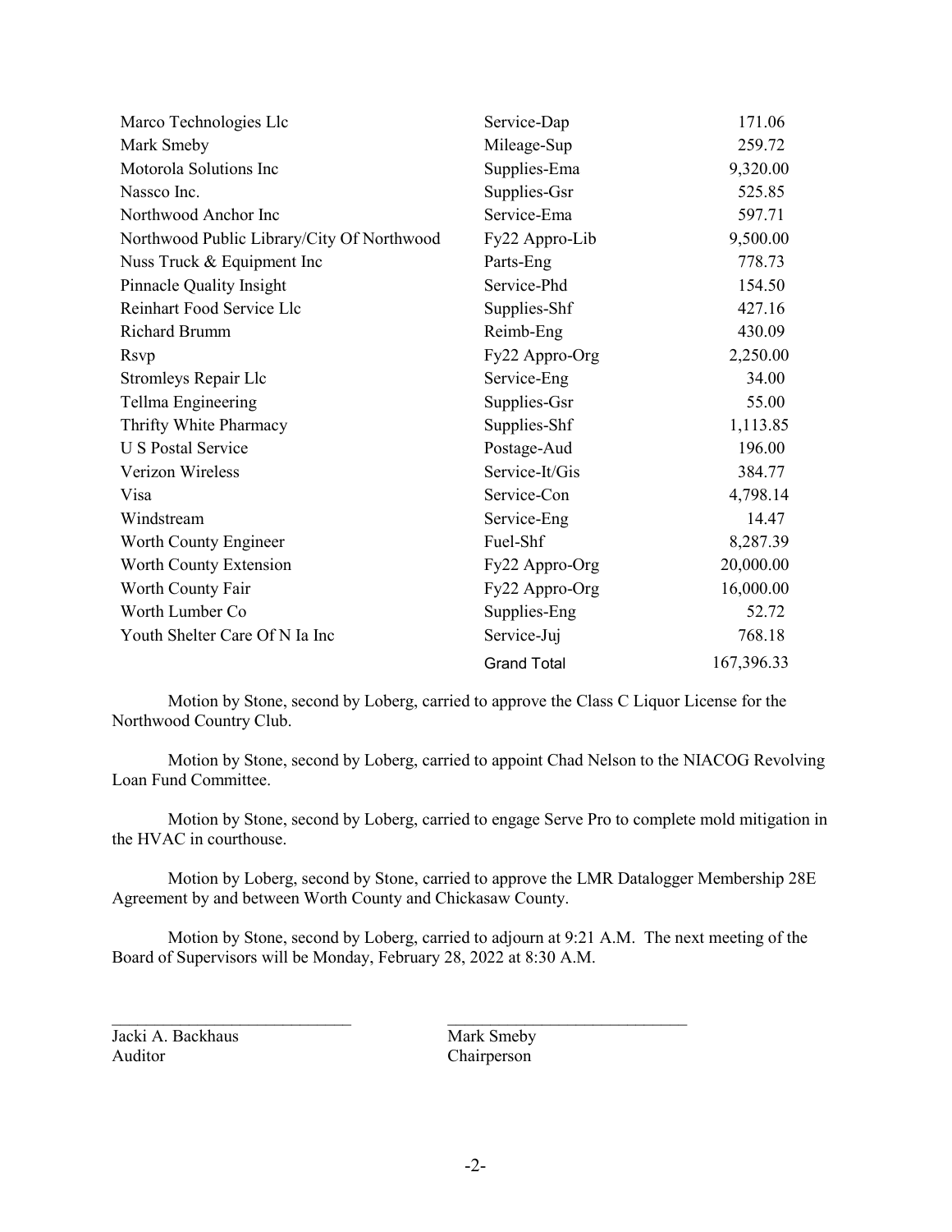| | | |
|---|---|---|
| Marco Technologies Llc | Service-Dap | 171.06 |
| Mark Smeby | Mileage-Sup | 259.72 |
| Motorola Solutions Inc | Supplies-Ema | 9,320.00 |
| Nassco Inc. | Supplies-Gsr | 525.85 |
| Northwood Anchor Inc | Service-Ema | 597.71 |
| Northwood Public Library/City Of Northwood | Fy22 Appro-Lib | 9,500.00 |
| Nuss Truck & Equipment Inc | Parts-Eng | 778.73 |
| Pinnacle Quality Insight | Service-Phd | 154.50 |
| Reinhart Food Service Llc | Supplies-Shf | 427.16 |
| Richard Brumm | Reimb-Eng | 430.09 |
| Rsvp | Fy22 Appro-Org | 2,250.00 |
| Stromleys Repair Llc | Service-Eng | 34.00 |
| Tellma Engineering | Supplies-Gsr | 55.00 |
| Thrifty White Pharmacy | Supplies-Shf | 1,113.85 |
| U S Postal Service | Postage-Aud | 196.00 |
| Verizon Wireless | Service-It/Gis | 384.77 |
| Visa | Service-Con | 4,798.14 |
| Windstream | Service-Eng | 14.47 |
| Worth County Engineer | Fuel-Shf | 8,287.39 |
| Worth County Extension | Fy22 Appro-Org | 20,000.00 |
| Worth County Fair | Fy22 Appro-Org | 16,000.00 |
| Worth Lumber Co | Supplies-Eng | 52.72 |
| Youth Shelter Care Of N Ia Inc | Service-Juj | 768.18 |
| | Grand Total | 167,396.33 |

Motion by Stone, second by Loberg, carried to approve the Class C Liquor License for the Northwood Country Club.

Motion by Stone, second by Loberg, carried to appoint Chad Nelson to the NIACOG Revolving Loan Fund Committee.

Motion by Stone, second by Loberg, carried to engage Serve Pro to complete mold mitigation in the HVAC in courthouse.

Motion by Loberg, second by Stone, carried to approve the LMR Datalogger Membership 28E Agreement by and between Worth County and Chickasaw County.

Motion by Stone, second by Loberg, carried to adjourn at 9:21 A.M. The next meeting of the Board of Supervisors will be Monday, February 28, 2022 at 8:30 A.M.

\_\_\_\_\_\_\_\_\_\_\_\_\_\_\_\_\_\_\_\_\_\_\_\_\_\_\_\_  
Jacki A. Backhaus  
Auditor

\_\_\_\_\_\_\_\_\_\_\_\_\_\_\_\_\_\_\_\_\_\_\_\_\_\_\_\_  
Mark Smeby  
Chairperson